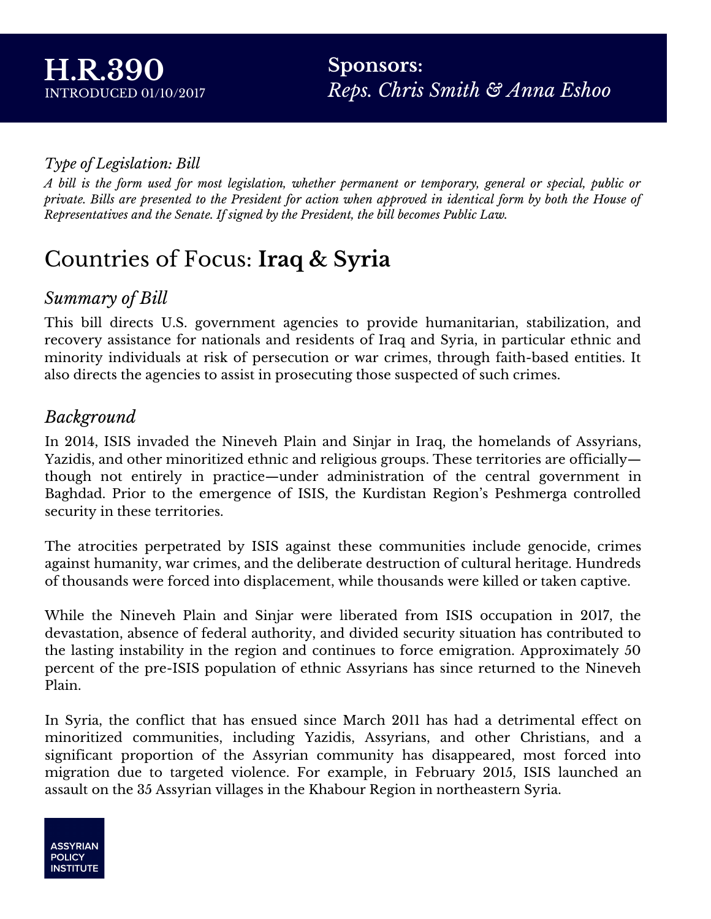# H.R.390

INTRODUCED 01/10/2017

**Sponsors:**
*Reps. Chris Smith & Anna Eshoo*

*Type of Legislation: Bill*

***A bill is the form used for most legislation, whether permanent or temporary, general or special, public or private. Bills are presented to the President for action when approved in identical form by both the House of Representatives and the Senate. If signed by the President, the bill becomes Public Law.***

## Countries of Focus: **Iraq & Syria**

### *Summary of Bill*

This bill directs U.S. government agencies to provide humanitarian, stabilization, and recovery assistance for nationals and residents of Iraq and Syria, in particular ethnic and minority individuals at risk of persecution or war crimes, through faith-based entities. It also directs the agencies to assist in prosecuting those suspected of such crimes.

### *Background*

In 2014, ISIS invaded the Nineveh Plain and Sinjar in Iraq, the homelands of Assyrians, Yazidis, and other minoritized ethnic and religious groups. These territories are officially—though not entirely in practice—under administration of the central government in Baghdad. Prior to the emergence of ISIS, the Kurdistan Region's Peshmerga controlled security in these territories.

The atrocities perpetrated by ISIS against these communities include genocide, crimes against humanity, war crimes, and the deliberate destruction of cultural heritage. Hundreds of thousands were forced into displacement, while thousands were killed or taken captive.

While the Nineveh Plain and Sinjar were liberated from ISIS occupation in 2017, the devastation, absence of federal authority, and divided security situation has contributed to the lasting instability in the region and continues to force emigration. Approximately 50 percent of the pre-ISIS population of ethnic Assyrians has since returned to the Nineveh Plain.

In Syria, the conflict that has ensued since March 2011 has had a detrimental effect on minoritized communities, including Yazidis, Assyrians, and other Christians, and a significant proportion of the Assyrian community has disappeared, most forced into migration due to targeted violence. For example, in February 2015, ISIS launched an assault on the 35 Assyrian villages in the Khabour Region in northeastern Syria.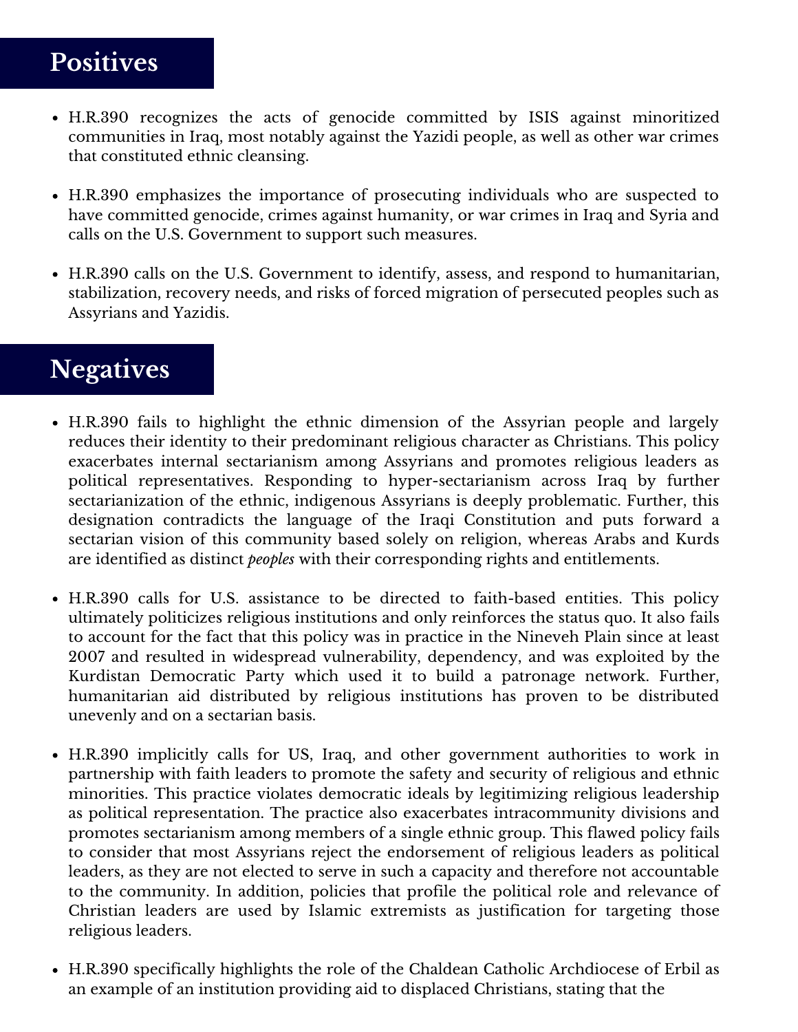## Positives

- H.R.390 recognizes the acts of genocide committed by ISIS against minoritized communities in Iraq, most notably against the Yazidi people, as well as other war crimes that constituted ethnic cleansing.
- H.R.390 emphasizes the importance of prosecuting individuals who are suspected to have committed genocide, crimes against humanity, or war crimes in Iraq and Syria and calls on the U.S. Government to support such measures.
- H.R.390 calls on the U.S. Government to identify, assess, and respond to humanitarian, stabilization, recovery needs, and risks of forced migration of persecuted peoples such as Assyrians and Yazidis.

## Negatives

- H.R.390 fails to highlight the ethnic dimension of the Assyrian people and largely reduces their identity to their predominant religious character as Christians. This policy exacerbates internal sectarianism among Assyrians and promotes religious leaders as political representatives. Responding to hyper-sectarianism across Iraq by further sectarianization of the ethnic, indigenous Assyrians is deeply problematic. Further, this designation contradicts the language of the Iraqi Constitution and puts forward a sectarian vision of this community based solely on religion, whereas Arabs and Kurds are identified as distinct *peoples* with their corresponding rights and entitlements.
- H.R.390 calls for U.S. assistance to be directed to faith-based entities. This policy ultimately politicizes religious institutions and only reinforces the status quo. It also fails to account for the fact that this policy was in practice in the Nineveh Plain since at least 2007 and resulted in widespread vulnerability, dependency, and was exploited by the Kurdistan Democratic Party which used it to build a patronage network. Further, humanitarian aid distributed by religious institutions has proven to be distributed unevenly and on a sectarian basis.
- H.R.390 implicitly calls for US, Iraq, and other government authorities to work in partnership with faith leaders to promote the safety and security of religious and ethnic minorities. This practice violates democratic ideals by legitimizing religious leadership as political representation. The practice also exacerbates intracommunity divisions and promotes sectarianism among members of a single ethnic group. This flawed policy fails to consider that most Assyrians reject the endorsement of religious leaders as political leaders, as they are not elected to serve in such a capacity and therefore not accountable to the community. In addition, policies that profile the political role and relevance of Christian leaders are used by Islamic extremists as justification for targeting those religious leaders.
- H.R.390 specifically highlights the role of the Chaldean Catholic Archdiocese of Erbil as an example of an institution providing aid to displaced Christians, stating that the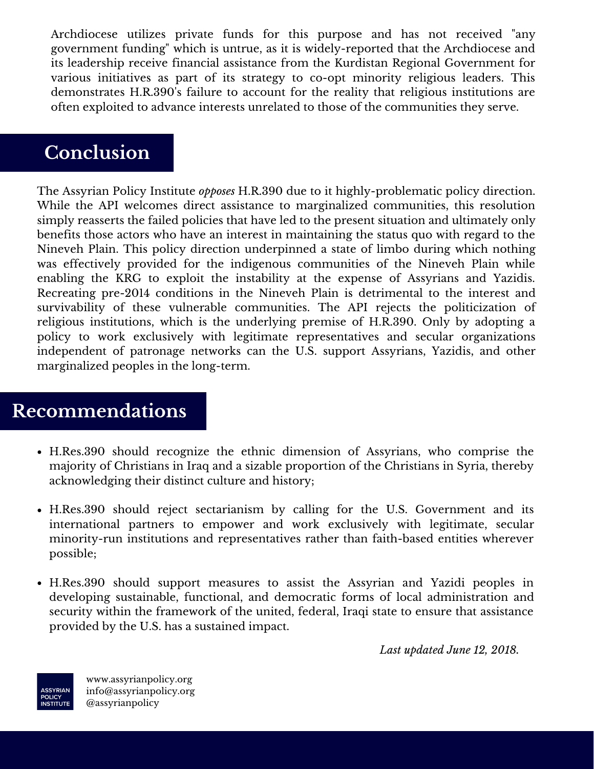Archdiocese utilizes private funds for this purpose and has not received "any government funding" which is untrue, as it is widely-reported that the Archdiocese and its leadership receive financial assistance from the Kurdistan Regional Government for various initiatives as part of its strategy to co-opt minority religious leaders. This demonstrates H.R.390's failure to account for the reality that religious institutions are often exploited to advance interests unrelated to those of the communities they serve.

## Conclusion

The Assyrian Policy Institute *opposes* H.R.390 due to it highly-problematic policy direction. While the API welcomes direct assistance to marginalized communities, this resolution simply reasserts the failed policies that have led to the present situation and ultimately only benefits those actors who have an interest in maintaining the status quo with regard to the Nineveh Plain. This policy direction underpinned a state of limbo during which nothing was effectively provided for the indigenous communities of the Nineveh Plain while enabling the KRG to exploit the instability at the expense of Assyrians and Yazidis. Recreating pre-2014 conditions in the Nineveh Plain is detrimental to the interest and survivability of these vulnerable communities. The API rejects the politicization of religious institutions, which is the underlying premise of H.R.390. Only by adopting a policy to work exclusively with legitimate representatives and secular organizations independent of patronage networks can the U.S. support Assyrians, Yazidis, and other marginalized peoples in the long-term.

## Recommendations

- H.Res.390 should recognize the ethnic dimension of Assyrians, who comprise the majority of Christians in Iraq and a sizable proportion of the Christians in Syria, thereby acknowledging their distinct culture and history;
- H.Res.390 should reject sectarianism by calling for the U.S. Government and its international partners to empower and work exclusively with legitimate, secular minority-run institutions and representatives rather than faith-based entities wherever possible;
- H.Res.390 should support measures to assist the Assyrian and Yazidi peoples in developing sustainable, functional, and democratic forms of local administration and security within the framework of the united, federal, Iraqi state to ensure that assistance provided by the U.S. has a sustained impact.

*Last updated June 12, 2018.*

ASSYRIAN POLICY INSTITUTE

www.assyrianpolicy.org
info@assyrianpolicy.org
@assyrianpolicy